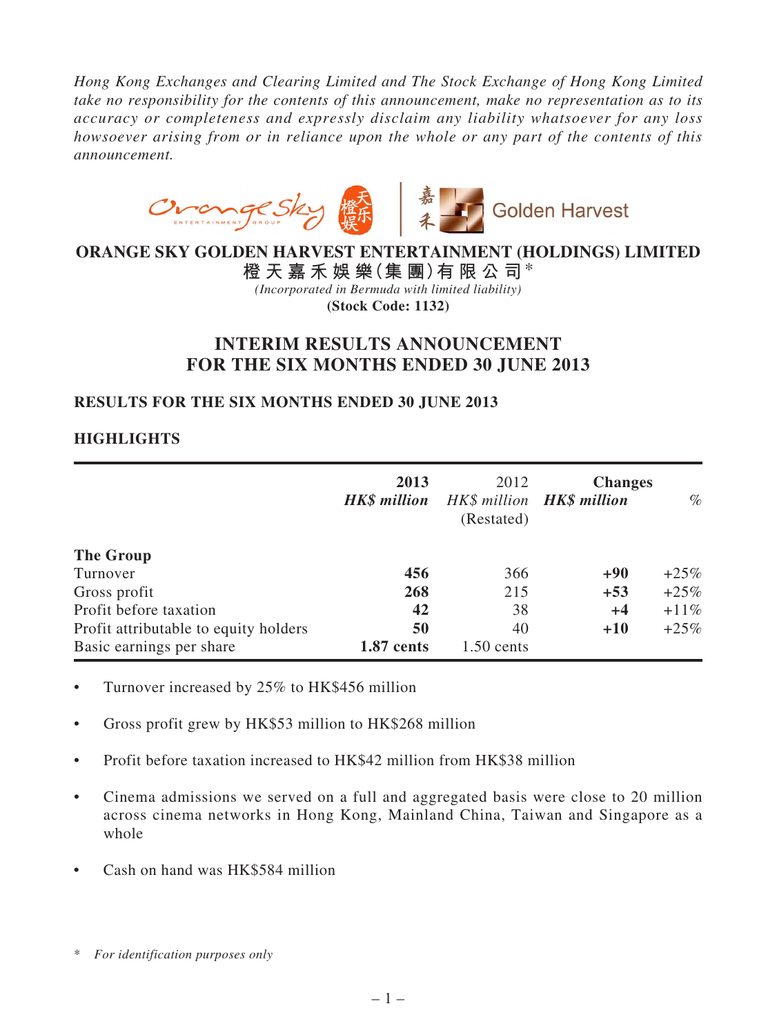*Hong Kong Exchanges and Clearing Limited and The Stock Exchange of Hong Kong Limited take no responsibility for the contents of this announcement, make no representation as to its accuracy or completeness and expressly disclaim any liability whatsoever for any loss howsoever arising from or in reliance upon the whole or any part of the contents of this announcement.*

# ORANGE SKY GOLDEN HARVEST ENTERTAINMENT (HOLDINGS) LIMITED

**橙天嘉禾娛樂(集團)有限公司\***

*(Incorporated in Bermuda with limited liability)*

**(Stock Code: 1132)**

## INTERIM RESULTS ANNOUNCEMENT FOR THE SIX MONTHS ENDED 30 JUNE 2013

### RESULTS FOR THE SIX MONTHS ENDED 30 JUNE 2013

### HIGHLIGHTS

| | **2013** *HK$ million* | 2012 *HK$ million* (Restated) | **Changes** *HK$ million* | % |
|---|---|---|---|---|
| **The Group** | | | | |
| Turnover | **456** | 366 | **+90** | +25% |
| Gross profit | **268** | 215 | **+53** | +25% |
| Profit before taxation | **42** | 38 | **+4** | +11% |
| Profit attributable to equity holders | **50** | 40 | **+10** | +25% |
| Basic earnings per share | **1.87 cents** | 1.50 cents | | |

- Turnover increased by 25% to HK$456 million
- Gross profit grew by HK$53 million to HK$268 million
- Profit before taxation increased to HK$42 million from HK$38 million
- Cinema admissions we served on a full and aggregated basis were close to 20 million across cinema networks in Hong Kong, Mainland China, Taiwan and Singapore as a whole
- Cash on hand was HK$584 million

\* *For identification purposes only*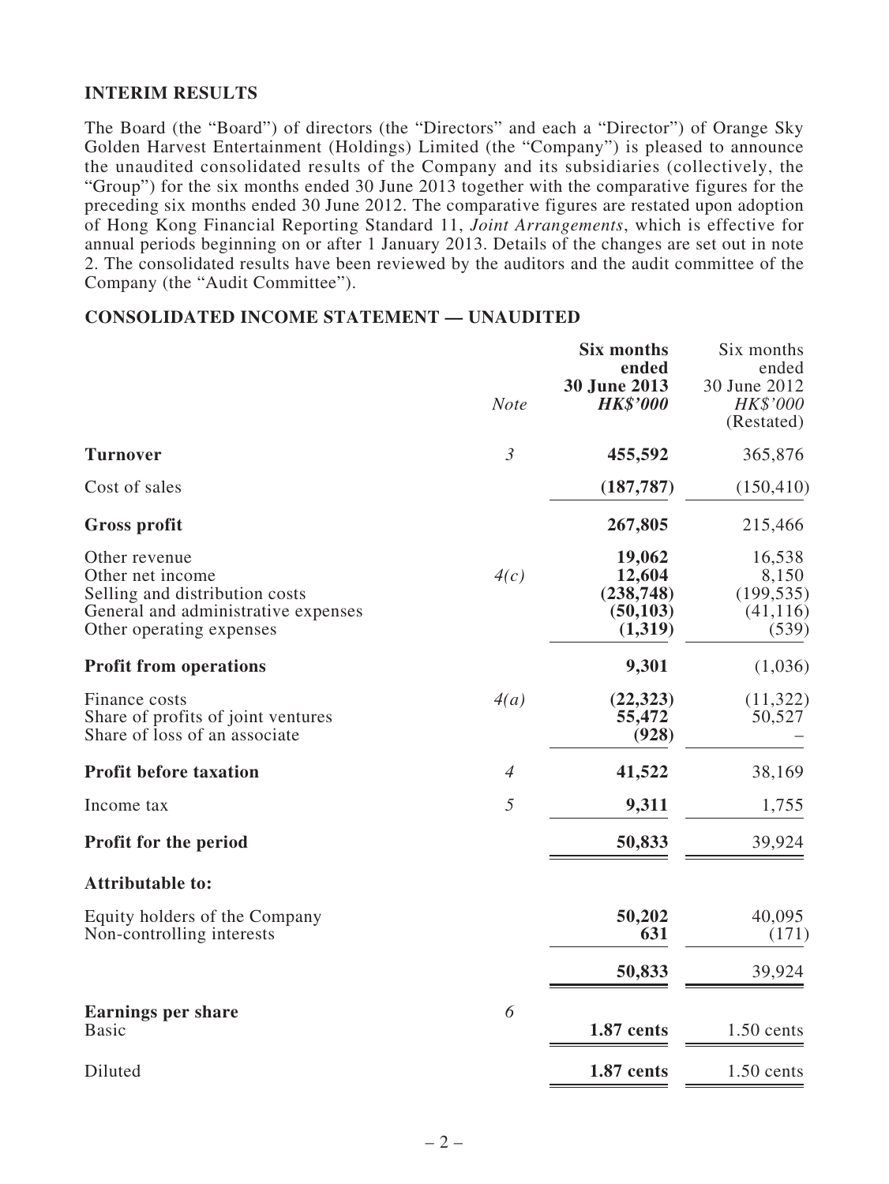## INTERIM RESULTS

The Board (the "Board") of directors (the "Directors" and each a "Director") of Orange Sky Golden Harvest Entertainment (Holdings) Limited (the "Company") is pleased to announce the unaudited consolidated results of the Company and its subsidiaries (collectively, the "Group") for the six months ended 30 June 2013 together with the comparative figures for the preceding six months ended 30 June 2012. The comparative figures are restated upon adoption of Hong Kong Financial Reporting Standard 11, *Joint Arrangements*, which is effective for annual periods beginning on or after 1 January 2013. Details of the changes are set out in note 2. The consolidated results have been reviewed by the auditors and the audit committee of the Company (the "Audit Committee").

## CONSOLIDATED INCOME STATEMENT — UNAUDITED

| | *Note* | **Six months ended 30 June 2013** ***HK$'000*** | Six months ended 30 June 2012 *HK$'000* (Restated) |
|---|---|---|---|
| **Turnover** | *3* | **455,592** | 365,876 |
| Cost of sales | | **(187,787)** | (150,410) |
| **Gross profit** | | **267,805** | 215,466 |
| Other revenue | | **19,062** | 16,538 |
| Other net income | *4(c)* | **12,604** | 8,150 |
| Selling and distribution costs | | **(238,748)** | (199,535) |
| General and administrative expenses | | **(50,103)** | (41,116) |
| Other operating expenses | | **(1,319)** | (539) |
| **Profit from operations** | | **9,301** | (1,036) |
| Finance costs | *4(a)* | **(22,323)** | (11,322) |
| Share of profits of joint ventures | | **55,472** | 50,527 |
| Share of loss of an associate | | **(928)** | – |
| **Profit before taxation** | *4* | **41,522** | 38,169 |
| Income tax | *5* | **9,311** | 1,755 |
| **Profit for the period** | | **50,833** | 39,924 |
| **Attributable to:** | | | |
| Equity holders of the Company | | **50,202** | 40,095 |
| Non-controlling interests | | **631** | (171) |
| | | **50,833** | 39,924 |
| **Earnings per share** | *6* | | |
| Basic | | **1.87 cents** | 1.50 cents |
| Diluted | | **1.87 cents** | 1.50 cents |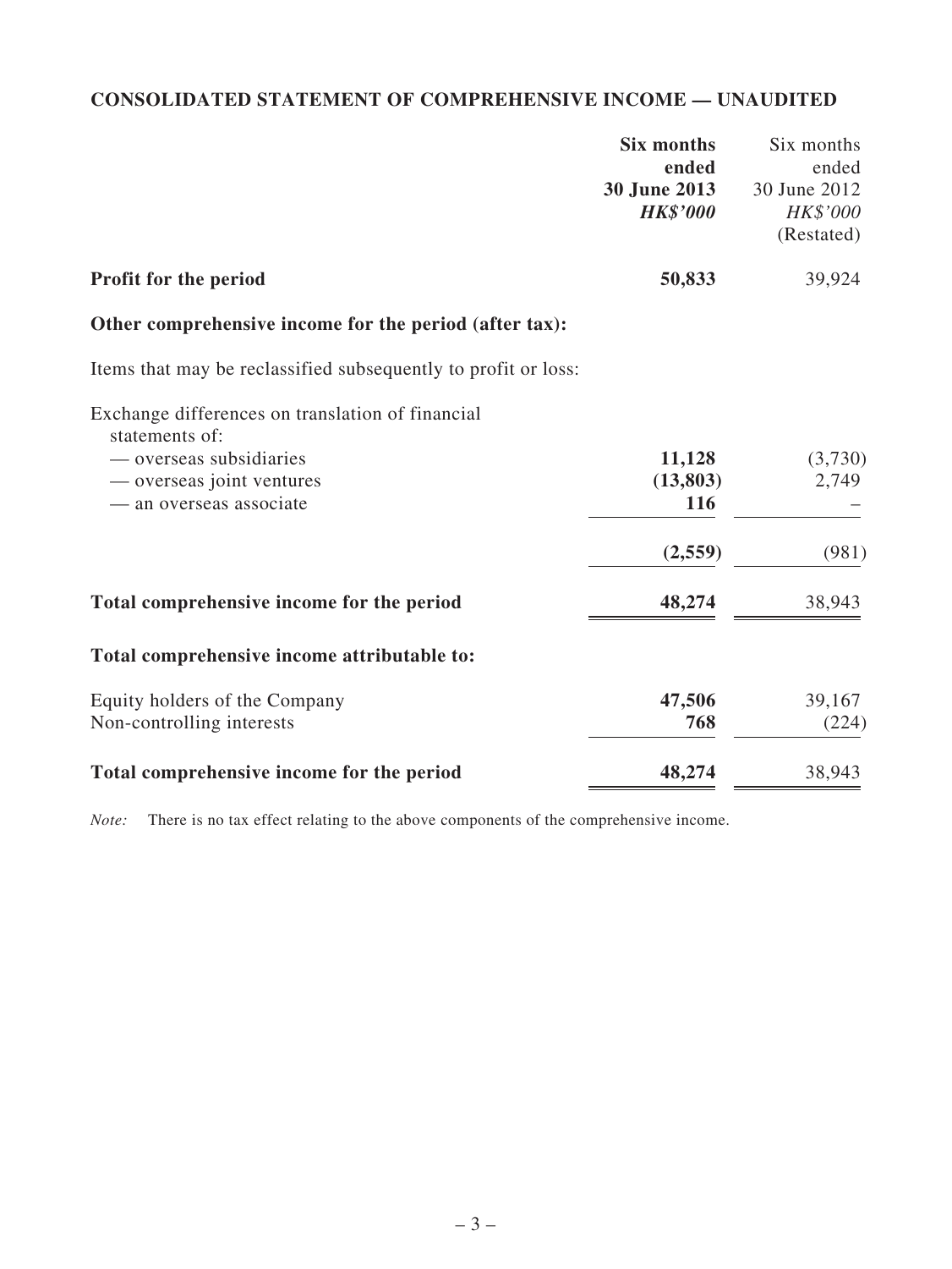## CONSOLIDATED STATEMENT OF COMPREHENSIVE INCOME — UNAUDITED

| | **Six months ended 30 June 2013** ***HK$'000*** | Six months ended 30 June 2012 *HK$'000* (Restated) |
|---|---|---|
| **Profit for the period** | **50,833** | 39,924 |
| **Other comprehensive income for the period (after tax):** | | |
| Items that may be reclassified subsequently to profit or loss: | | |
| Exchange differences on translation of financial statements of: | | |
| — overseas subsidiaries | **11,128** | (3,730) |
| — overseas joint ventures | **(13,803)** | 2,749 |
| — an overseas associate | **116** | – |
| | **(2,559)** | (981) |
| **Total comprehensive income for the period** | **48,274** | 38,943 |
| **Total comprehensive income attributable to:** | | |
| Equity holders of the Company | **47,506** | 39,167 |
| Non-controlling interests | **768** | (224) |
| **Total comprehensive income for the period** | **48,274** | 38,943 |

*Note:* There is no tax effect relating to the above components of the comprehensive income.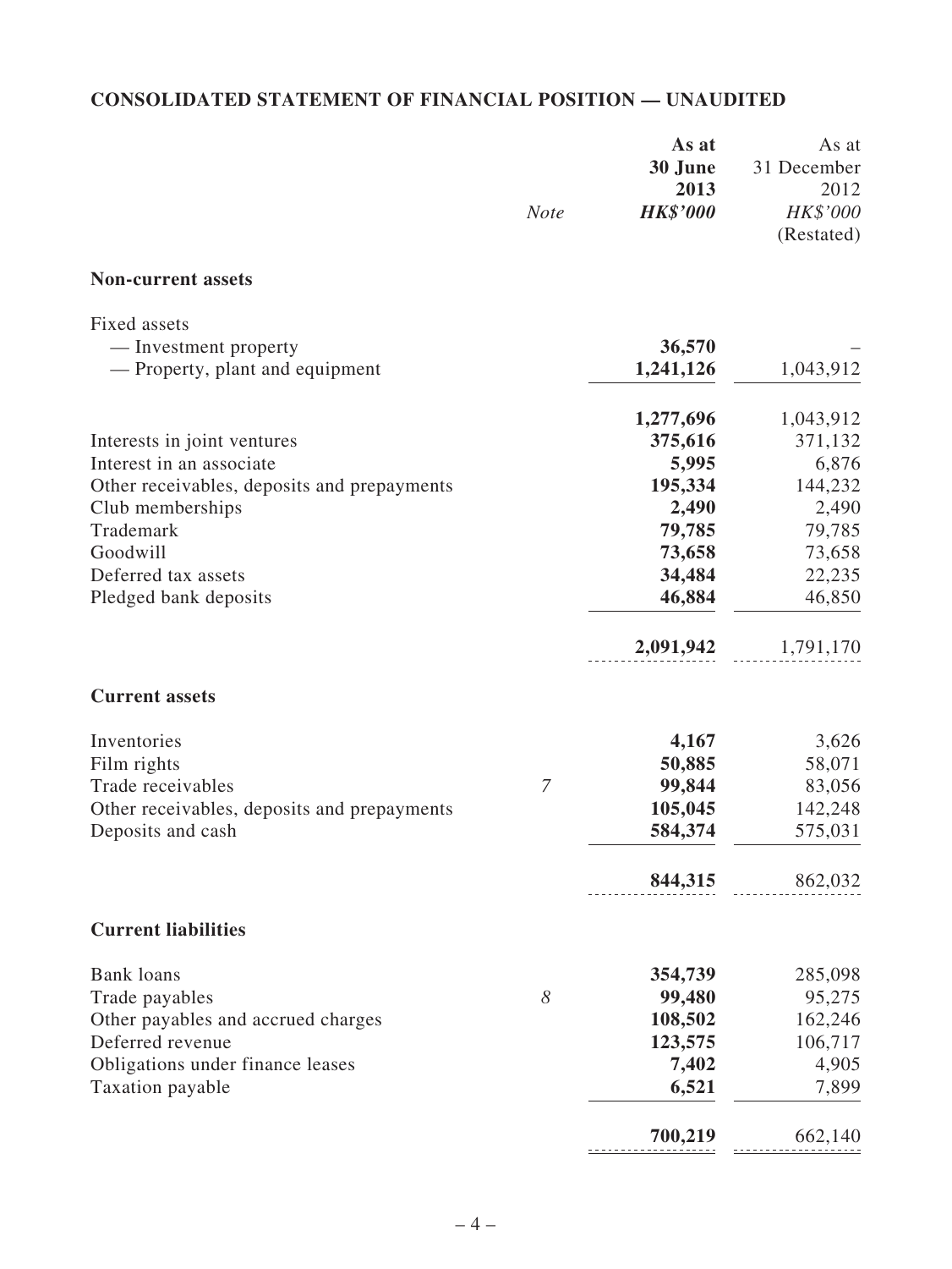## CONSOLIDATED STATEMENT OF FINANCIAL POSITION — UNAUDITED

| | *Note* | **As at 30 June 2013** ***HK$'000*** | As at 31 December 2012 *HK$'000* (Restated) |
|---|---|---|---|
| **Non-current assets** | | | |
| Fixed assets | | | |
| — Investment property | | **36,570** | – |
| — Property, plant and equipment | | **1,241,126** | 1,043,912 |
| | | **1,277,696** | 1,043,912 |
| Interests in joint ventures | | **375,616** | 371,132 |
| Interest in an associate | | **5,995** | 6,876 |
| Other receivables, deposits and prepayments | | **195,334** | 144,232 |
| Club memberships | | **2,490** | 2,490 |
| Trademark | | **79,785** | 79,785 |
| Goodwill | | **73,658** | 73,658 |
| Deferred tax assets | | **34,484** | 22,235 |
| Pledged bank deposits | | **46,884** | 46,850 |
| | | **2,091,942** | 1,791,170 |
| **Current assets** | | | |
| Inventories | | **4,167** | 3,626 |
| Film rights | | **50,885** | 58,071 |
| Trade receivables | *7* | **99,844** | 83,056 |
| Other receivables, deposits and prepayments | | **105,045** | 142,248 |
| Deposits and cash | | **584,374** | 575,031 |
| | | **844,315** | 862,032 |
| **Current liabilities** | | | |
| Bank loans | | **354,739** | 285,098 |
| Trade payables | *8* | **99,480** | 95,275 |
| Other payables and accrued charges | | **108,502** | 162,246 |
| Deferred revenue | | **123,575** | 106,717 |
| Obligations under finance leases | | **7,402** | 4,905 |
| Taxation payable | | **6,521** | 7,899 |
| | | **700,219** | 662,140 |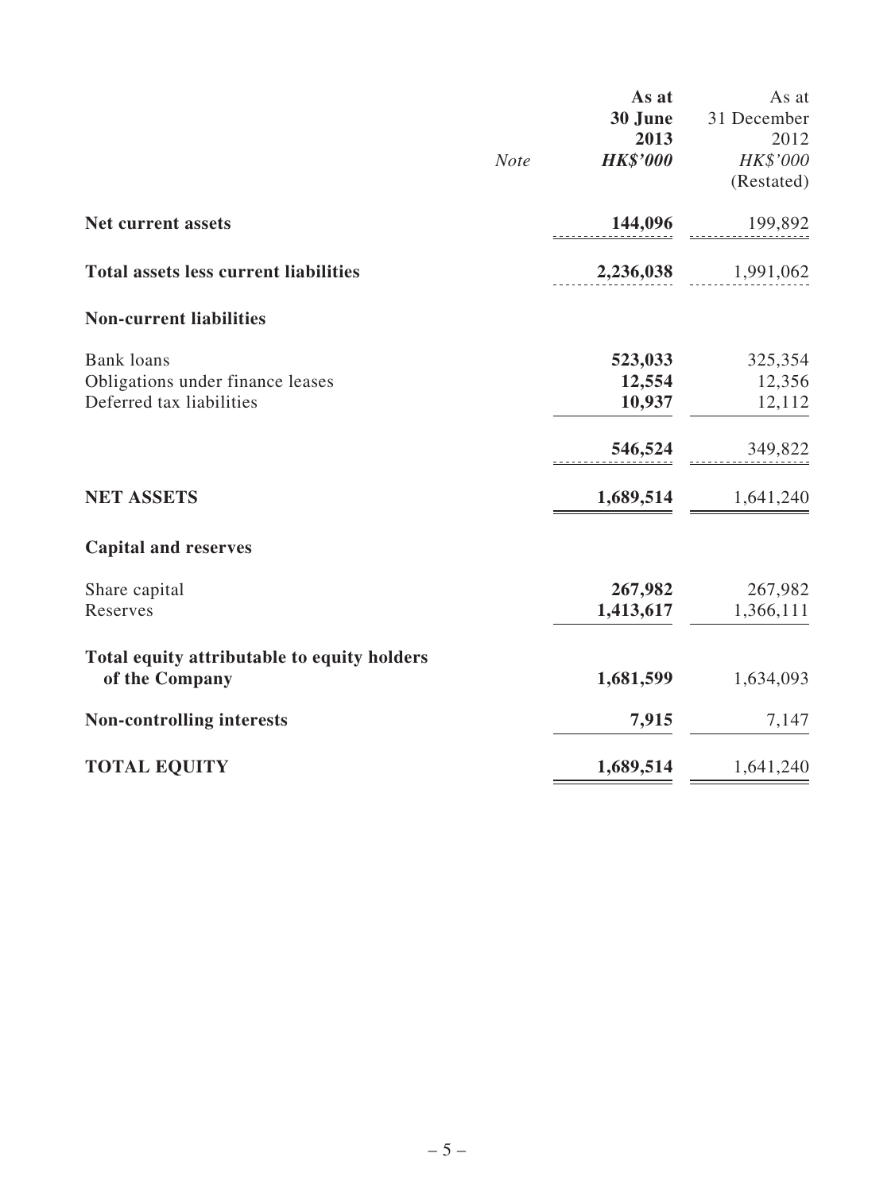|  | Note | As at 30 June 2013 HK$'000 | As at 31 December 2012 HK$'000 (Restated) |
|---|---|---|---|
| **Net current assets** |  | **144,096** | 199,892 |
| **Total assets less current liabilities** |  | **2,236,038** | 1,991,062 |
| **Non-current liabilities** |  |  |  |
| Bank loans |  | **523,033** | 325,354 |
| Obligations under finance leases |  | **12,554** | 12,356 |
| Deferred tax liabilities |  | **10,937** | 12,112 |
|  |  | **546,524** | 349,822 |
| **NET ASSETS** |  | **1,689,514** | 1,641,240 |
| **Capital and reserves** |  |  |  |
| Share capital |  | **267,982** | 267,982 |
| Reserves |  | **1,413,617** | 1,366,111 |
| **Total equity attributable to equity holders of the Company** |  | **1,681,599** | 1,634,093 |
| **Non-controlling interests** |  | **7,915** | 7,147 |
| **TOTAL EQUITY** |  | **1,689,514** | 1,641,240 |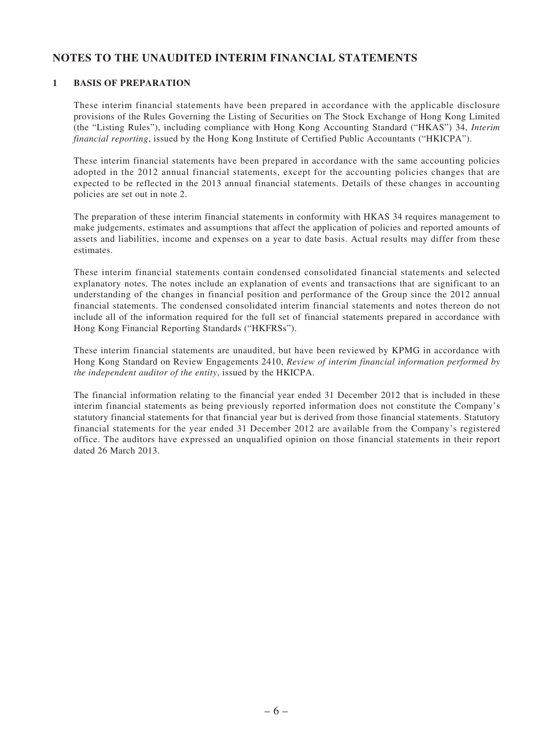# NOTES TO THE UNAUDITED INTERIM FINANCIAL STATEMENTS

## 1 BASIS OF PREPARATION

These interim financial statements have been prepared in accordance with the applicable disclosure provisions of the Rules Governing the Listing of Securities on The Stock Exchange of Hong Kong Limited (the "Listing Rules"), including compliance with Hong Kong Accounting Standard ("HKAS") 34, *Interim financial reporting*, issued by the Hong Kong Institute of Certified Public Accountants ("HKICPA").

These interim financial statements have been prepared in accordance with the same accounting policies adopted in the 2012 annual financial statements, except for the accounting policies changes that are expected to be reflected in the 2013 annual financial statements. Details of these changes in accounting policies are set out in note 2.

The preparation of these interim financial statements in conformity with HKAS 34 requires management to make judgements, estimates and assumptions that affect the application of policies and reported amounts of assets and liabilities, income and expenses on a year to date basis. Actual results may differ from these estimates.

These interim financial statements contain condensed consolidated financial statements and selected explanatory notes. The notes include an explanation of events and transactions that are significant to an understanding of the changes in financial position and performance of the Group since the 2012 annual financial statements. The condensed consolidated interim financial statements and notes thereon do not include all of the information required for the full set of financial statements prepared in accordance with Hong Kong Financial Reporting Standards ("HKFRSs").

These interim financial statements are unaudited, but have been reviewed by KPMG in accordance with Hong Kong Standard on Review Engagements 2410, *Review of interim financial information performed by the independent auditor of the entity*, issued by the HKICPA.

The financial information relating to the financial year ended 31 December 2012 that is included in these interim financial statements as being previously reported information does not constitute the Company's statutory financial statements for that financial year but is derived from those financial statements. Statutory financial statements for the year ended 31 December 2012 are available from the Company's registered office. The auditors have expressed an unqualified opinion on those financial statements in their report dated 26 March 2013.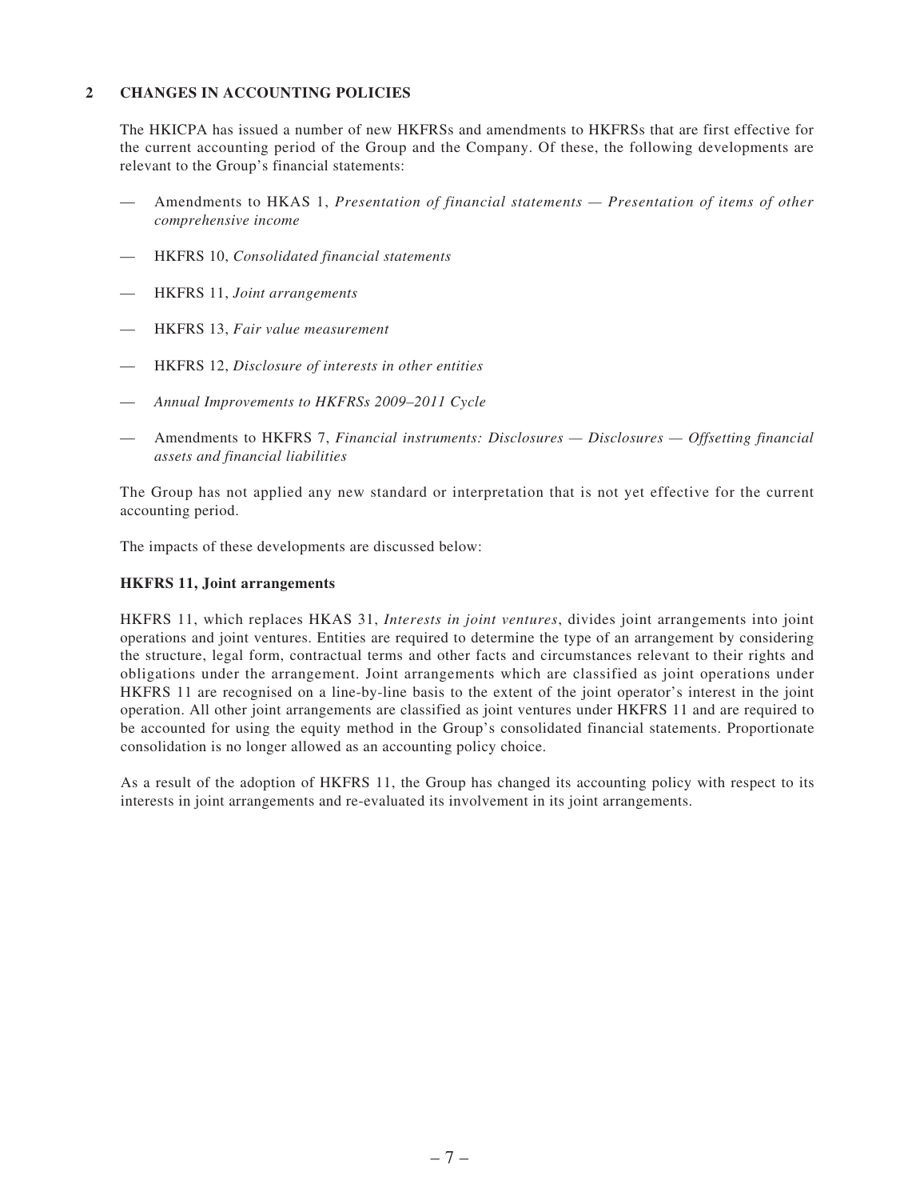## 2 CHANGES IN ACCOUNTING POLICIES

The HKICPA has issued a number of new HKFRSs and amendments to HKFRSs that are first effective for the current accounting period of the Group and the Company. Of these, the following developments are relevant to the Group's financial statements:

- Amendments to HKAS 1, *Presentation of financial statements — Presentation of items of other comprehensive income*
- HKFRS 10, *Consolidated financial statements*
- HKFRS 11, *Joint arrangements*
- HKFRS 13, *Fair value measurement*
- HKFRS 12, *Disclosure of interests in other entities*
- *Annual Improvements to HKFRSs 2009–2011 Cycle*
- Amendments to HKFRS 7, *Financial instruments: Disclosures — Disclosures — Offsetting financial assets and financial liabilities*

The Group has not applied any new standard or interpretation that is not yet effective for the current accounting period.

The impacts of these developments are discussed below:

### HKFRS 11, Joint arrangements

HKFRS 11, which replaces HKAS 31, *Interests in joint ventures*, divides joint arrangements into joint operations and joint ventures. Entities are required to determine the type of an arrangement by considering the structure, legal form, contractual terms and other facts and circumstances relevant to their rights and obligations under the arrangement. Joint arrangements which are classified as joint operations under HKFRS 11 are recognised on a line-by-line basis to the extent of the joint operator's interest in the joint operation. All other joint arrangements are classified as joint ventures under HKFRS 11 and are required to be accounted for using the equity method in the Group's consolidated financial statements. Proportionate consolidation is no longer allowed as an accounting policy choice.

As a result of the adoption of HKFRS 11, the Group has changed its accounting policy with respect to its interests in joint arrangements and re-evaluated its involvement in its joint arrangements.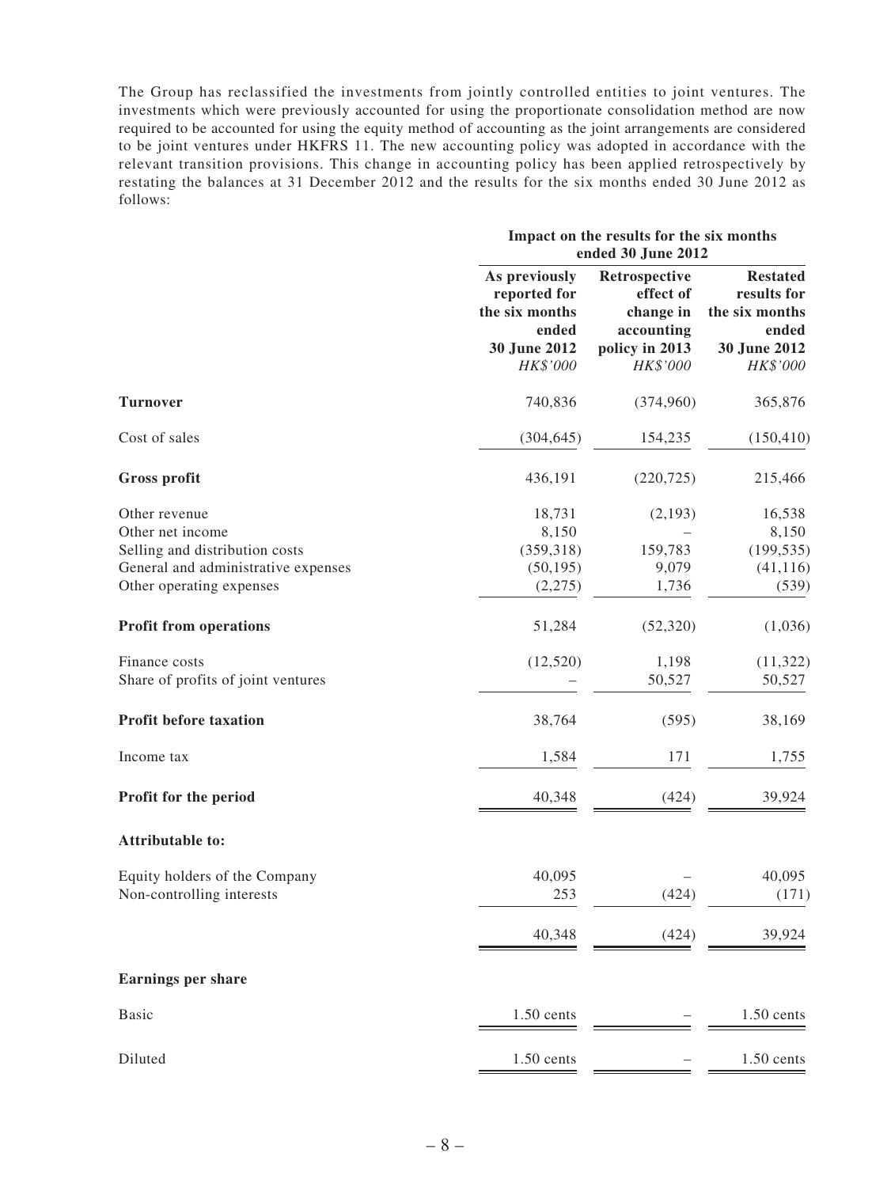The Group has reclassified the investments from jointly controlled entities to joint ventures. The investments which were previously accounted for using the proportionate consolidation method are now required to be accounted for using the equity method of accounting as the joint arrangements are considered to be joint ventures under HKFRS 11. The new accounting policy was adopted in accordance with the relevant transition provisions. This change in accounting policy has been applied retrospectively by restating the balances at 31 December 2012 and the results for the six months ended 30 June 2012 as follows:

| | **Impact on the results for the six months ended 30 June 2012** | | |
|---|---|---|---|
| | **As previously reported for the six months ended 30 June 2012** *HK$'000* | **Retrospective effect of change in accounting policy in 2013** *HK$'000* | **Restated results for the six months ended 30 June 2012** *HK$'000* |
| **Turnover** | 740,836 | (374,960) | 365,876 |
| Cost of sales | (304,645) | 154,235 | (150,410) |
| **Gross profit** | 436,191 | (220,725) | 215,466 |
| Other revenue | 18,731 | (2,193) | 16,538 |
| Other net income | 8,150 | – | 8,150 |
| Selling and distribution costs | (359,318) | 159,783 | (199,535) |
| General and administrative expenses | (50,195) | 9,079 | (41,116) |
| Other operating expenses | (2,275) | 1,736 | (539) |
| **Profit from operations** | 51,284 | (52,320) | (1,036) |
| Finance costs | (12,520) | 1,198 | (11,322) |
| Share of profits of joint ventures | – | 50,527 | 50,527 |
| **Profit before taxation** | 38,764 | (595) | 38,169 |
| Income tax | 1,584 | 171 | 1,755 |
| **Profit for the period** | 40,348 | (424) | 39,924 |
| **Attributable to:** | | | |
| Equity holders of the Company | 40,095 | – | 40,095 |
| Non-controlling interests | 253 | (424) | (171) |
| | 40,348 | (424) | 39,924 |
| **Earnings per share** | | | |
| Basic | 1.50 cents | – | 1.50 cents |
| Diluted | 1.50 cents | – | 1.50 cents |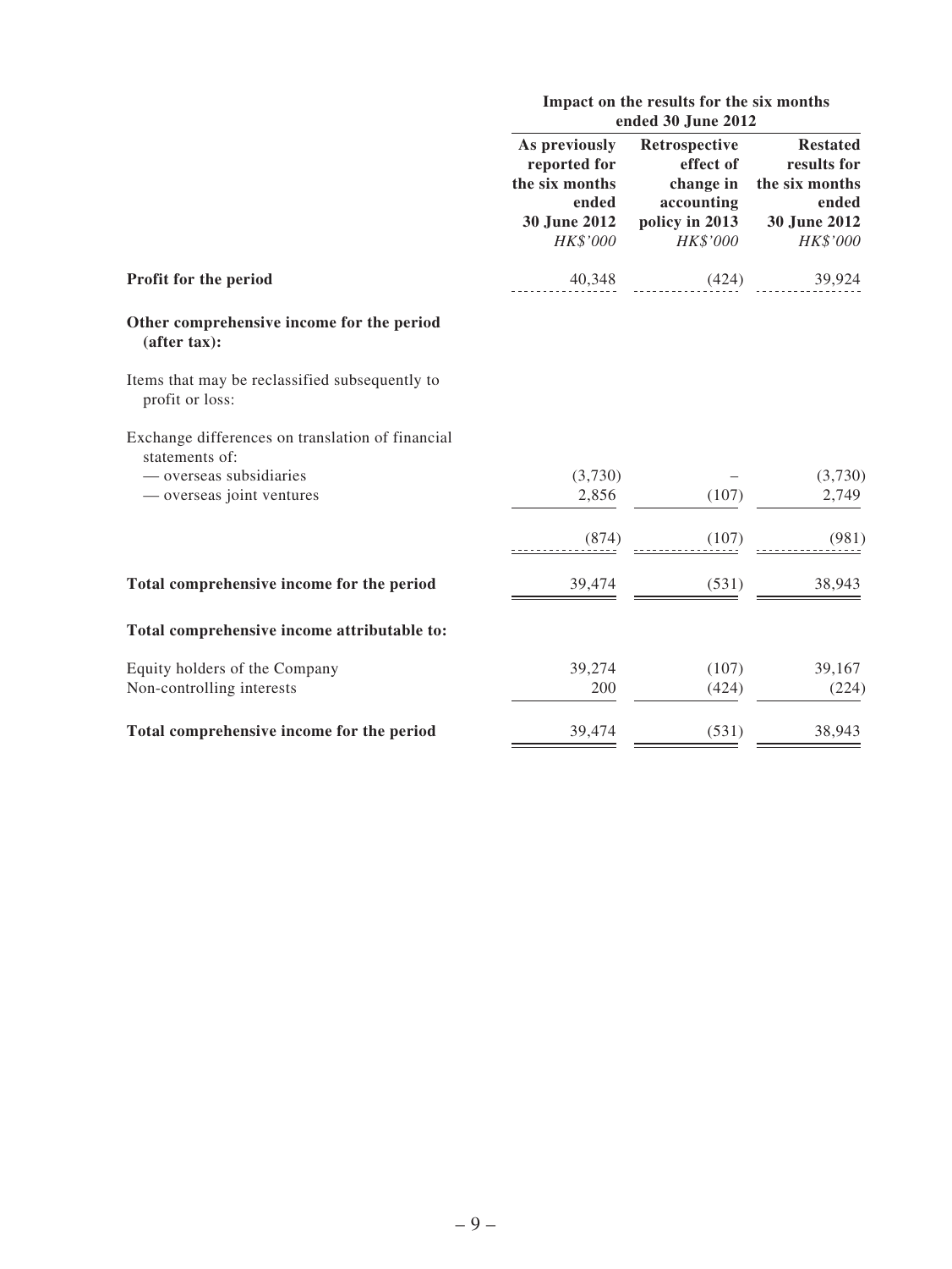| | Impact on the results for the six months ended 30 June 2012 | | |
|---|---|---|---|
| | **As previously reported for the six months ended 30 June 2012** *HK$'000* | **Retrospective effect of change in accounting policy in 2013** *HK$'000* | **Restated results for the six months ended 30 June 2012** *HK$'000* |
| **Profit for the period** | 40,348 | (424) | 39,924 |
| **Other comprehensive income for the period (after tax):** | | | |
| Items that may be reclassified subsequently to profit or loss: | | | |
| Exchange differences on translation of financial statements of: | | | |
| — overseas subsidiaries | (3,730) | – | (3,730) |
| — overseas joint ventures | 2,856 | (107) | 2,749 |
| | (874) | (107) | (981) |
| **Total comprehensive income for the period** | 39,474 | (531) | 38,943 |
| **Total comprehensive income attributable to:** | | | |
| Equity holders of the Company | 39,274 | (107) | 39,167 |
| Non-controlling interests | 200 | (424) | (224) |
| **Total comprehensive income for the period** | 39,474 | (531) | 38,943 |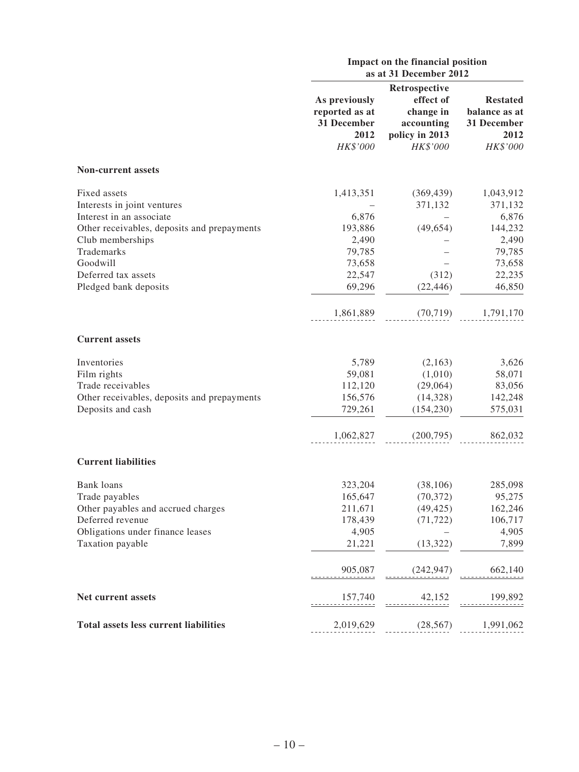| | Impact on the financial position as at 31 December 2012 | | |
|---|---|---|---|
| | **As previously reported as at 31 December 2012** | **Retrospective effect of change in accounting policy in 2013** | **Restated balance as at 31 December 2012** |
| | *HK$'000* | *HK$'000* | *HK$'000* |
| **Non-current assets** | | | |
| Fixed assets | 1,413,351 | (369,439) | 1,043,912 |
| Interests in joint ventures | – | 371,132 | 371,132 |
| Interest in an associate | 6,876 | – | 6,876 |
| Other receivables, deposits and prepayments | 193,886 | (49,654) | 144,232 |
| Club memberships | 2,490 | – | 2,490 |
| Trademarks | 79,785 | – | 79,785 |
| Goodwill | 73,658 | – | 73,658 |
| Deferred tax assets | 22,547 | (312) | 22,235 |
| Pledged bank deposits | 69,296 | (22,446) | 46,850 |
| | 1,861,889 | (70,719) | 1,791,170 |
| **Current assets** | | | |
| Inventories | 5,789 | (2,163) | 3,626 |
| Film rights | 59,081 | (1,010) | 58,071 |
| Trade receivables | 112,120 | (29,064) | 83,056 |
| Other receivables, deposits and prepayments | 156,576 | (14,328) | 142,248 |
| Deposits and cash | 729,261 | (154,230) | 575,031 |
| | 1,062,827 | (200,795) | 862,032 |
| **Current liabilities** | | | |
| Bank loans | 323,204 | (38,106) | 285,098 |
| Trade payables | 165,647 | (70,372) | 95,275 |
| Other payables and accrued charges | 211,671 | (49,425) | 162,246 |
| Deferred revenue | 178,439 | (71,722) | 106,717 |
| Obligations under finance leases | 4,905 | – | 4,905 |
| Taxation payable | 21,221 | (13,322) | 7,899 |
| | 905,087 | (242,947) | 662,140 |
| **Net current assets** | 157,740 | 42,152 | 199,892 |
| **Total assets less current liabilities** | 2,019,629 | (28,567) | 1,991,062 |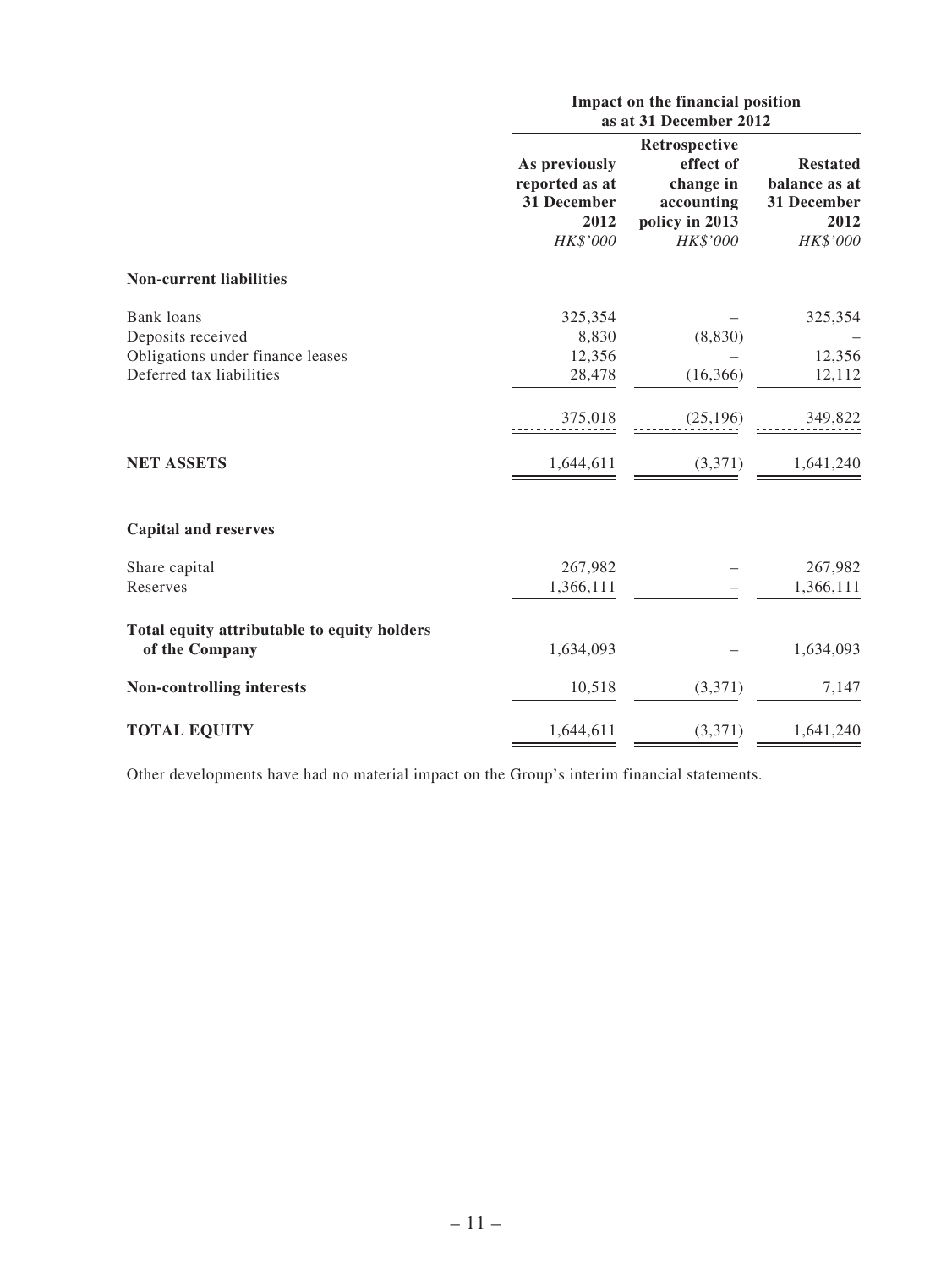| | Impact on the financial position as at 31 December 2012 | | |
|---|---|---|---|
| | As previously reported as at 31 December 2012 | Retrospective effect of change in accounting policy in 2013 | Restated balance as at 31 December 2012 |
| | *HK$'000* | *HK$'000* | *HK$'000* |
| **Non-current liabilities** | | | |
| Bank loans | 325,354 | – | 325,354 |
| Deposits received | 8,830 | (8,830) | – |
| Obligations under finance leases | 12,356 | – | 12,356 |
| Deferred tax liabilities | 28,478 | (16,366) | 12,112 |
| | 375,018 | (25,196) | 349,822 |
| **NET ASSETS** | 1,644,611 | (3,371) | 1,641,240 |
| **Capital and reserves** | | | |
| Share capital | 267,982 | – | 267,982 |
| Reserves | 1,366,111 | – | 1,366,111 |
| **Total equity attributable to equity holders of the Company** | 1,634,093 | – | 1,634,093 |
| **Non-controlling interests** | 10,518 | (3,371) | 7,147 |
| **TOTAL EQUITY** | 1,644,611 | (3,371) | 1,641,240 |

Other developments have had no material impact on the Group's interim financial statements.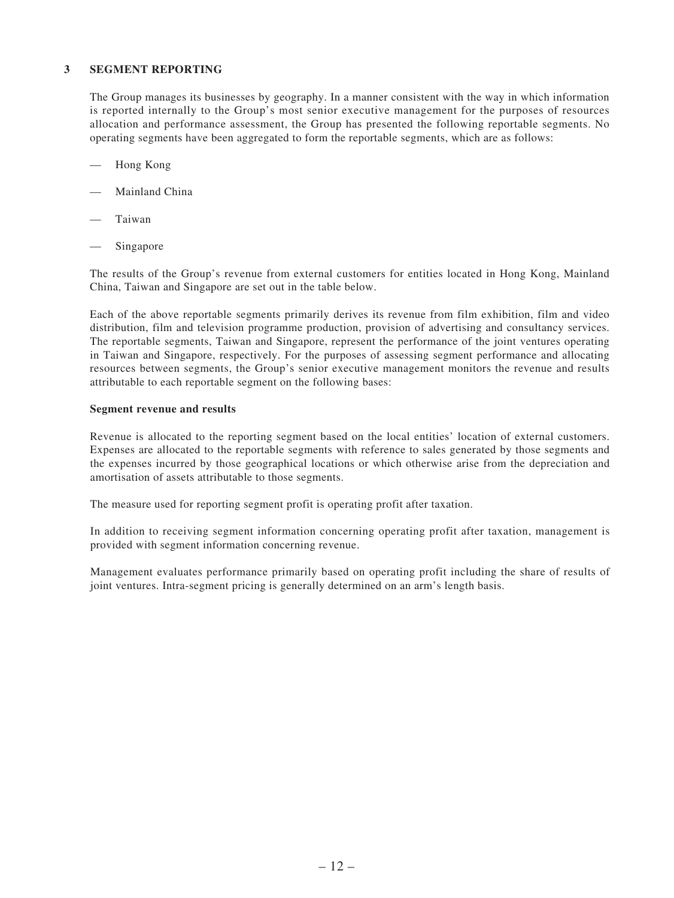## 3 SEGMENT REPORTING

The Group manages its businesses by geography. In a manner consistent with the way in which information is reported internally to the Group's most senior executive management for the purposes of resources allocation and performance assessment, the Group has presented the following reportable segments. No operating segments have been aggregated to form the reportable segments, which are as follows:

- Hong Kong
- Mainland China
- Taiwan
- Singapore

The results of the Group's revenue from external customers for entities located in Hong Kong, Mainland China, Taiwan and Singapore are set out in the table below.

Each of the above reportable segments primarily derives its revenue from film exhibition, film and video distribution, film and television programme production, provision of advertising and consultancy services. The reportable segments, Taiwan and Singapore, represent the performance of the joint ventures operating in Taiwan and Singapore, respectively. For the purposes of assessing segment performance and allocating resources between segments, the Group's senior executive management monitors the revenue and results attributable to each reportable segment on the following bases:

**Segment revenue and results**

Revenue is allocated to the reporting segment based on the local entities' location of external customers. Expenses are allocated to the reportable segments with reference to sales generated by those segments and the expenses incurred by those geographical locations or which otherwise arise from the depreciation and amortisation of assets attributable to those segments.

The measure used for reporting segment profit is operating profit after taxation.

In addition to receiving segment information concerning operating profit after taxation, management is provided with segment information concerning revenue.

Management evaluates performance primarily based on operating profit including the share of results of joint ventures. Intra-segment pricing is generally determined on an arm's length basis.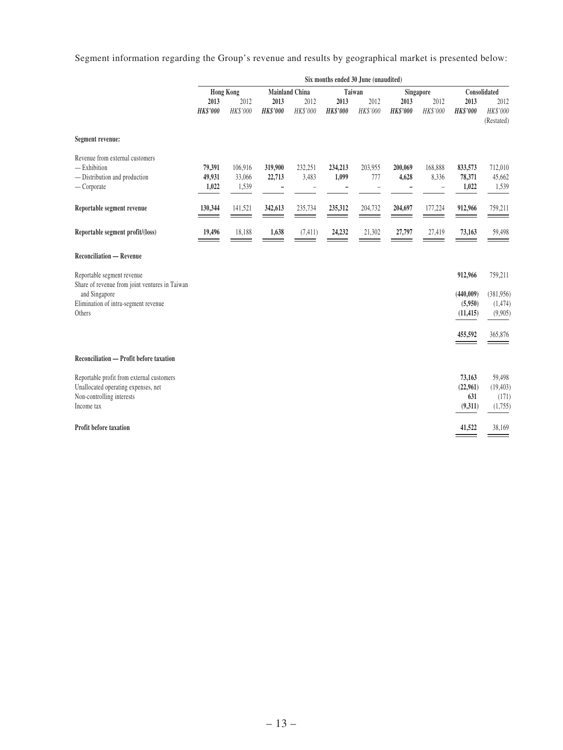Segment information regarding the Group's revenue and results by geographical market is presented below:

| | Six months ended 30 June (unaudited) | | | | | | | | | |
|---|---|---|---|---|---|---|---|---|---|---|
| | Hong Kong | | Mainland China | | Taiwan | | Singapore | | Consolidated | |
| | 2013 | 2012 | 2013 | 2012 | 2013 | 2012 | 2013 | 2012 | 2013 | 2012 |
| | ***HK$'000*** | *HK$'000* | ***HK$'000*** | *HK$'000* | ***HK$'000*** | *HK$'000* | ***HK$'000*** | *HK$'000* | ***HK$'000*** | *HK$'000* (Restated) |
| **Segment revenue:** | | | | | | | | | | |
| Revenue from external customers | | | | | | | | | | |
| — Exhibition | **79,391** | 106,916 | **319,900** | 232,251 | **234,213** | 203,955 | **200,069** | 168,888 | **833,573** | 712,010 |
| — Distribution and production | **49,931** | 33,066 | **22,713** | 3,483 | **1,099** | 777 | **4,628** | 8,336 | **78,371** | 45,662 |
| — Corporate | **1,022** | 1,539 | **–** | – | **–** | – | **–** | – | **1,022** | 1,539 |
| **Reportable segment revenue** | **130,344** | 141,521 | **342,613** | 235,734 | **235,312** | 204,732 | **204,697** | 177,224 | **912,966** | 759,211 |
| **Reportable segment profit/(loss)** | **19,496** | 18,188 | **1,638** | (7,411) | **24,232** | 21,302 | **27,797** | 27,419 | **73,163** | 59,498 |
| **Reconciliation — Revenue** | | | | | | | | | | |
| Reportable segment revenue | | | | | | | | | **912,966** | 759,211 |
| Share of revenue from joint ventures in Taiwan and Singapore | | | | | | | | | **(440,009)** | (381,956) |
| Elimination of intra-segment revenue | | | | | | | | | **(5,950)** | (1,474) |
| Others | | | | | | | | | **(11,415)** | (9,905) |
| | | | | | | | | | **455,592** | 365,876 |
| **Reconciliation — Profit before taxation** | | | | | | | | | | |
| Reportable profit from external customers | | | | | | | | | **73,163** | 59,498 |
| Unallocated operating expenses, net | | | | | | | | | **(22,961)** | (19,403) |
| Non-controlling interests | | | | | | | | | **631** | (171) |
| Income tax | | | | | | | | | **(9,311)** | (1,755) |
| **Profit before taxation** | | | | | | | | | **41,522** | 38,169 |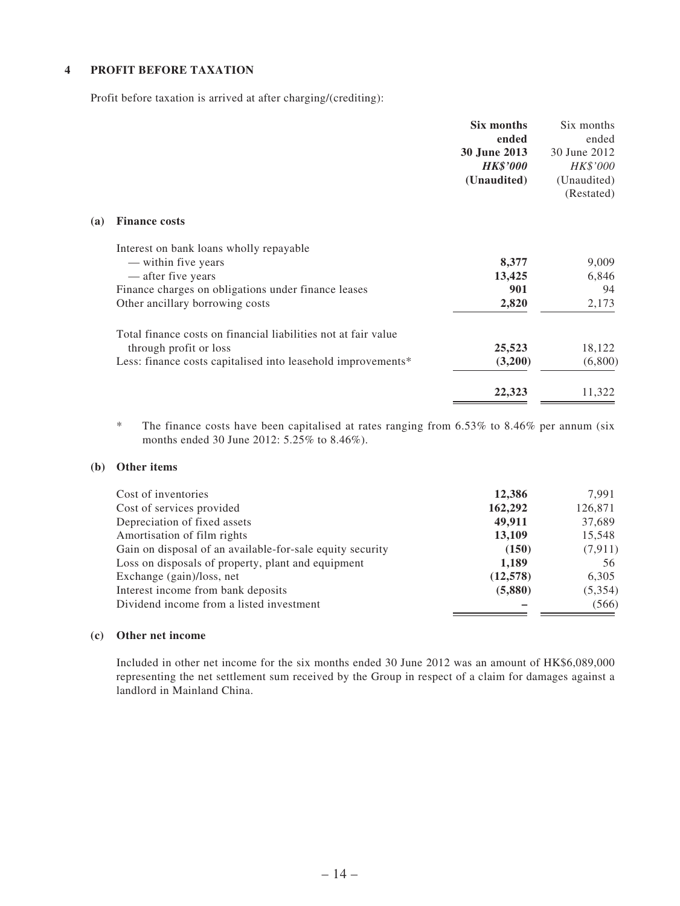## 4 PROFIT BEFORE TAXATION

Profit before taxation is arrived at after charging/(crediting):

| | **Six months ended 30 June 2013** *HK$'000* **(Unaudited)** | Six months ended 30 June 2012 *HK$'000* (Unaudited) (Restated) |
|---|---|---|
| **(a) Finance costs** | | |
| Interest on bank loans wholly repayable | | |
| — within five years | **8,377** | 9,009 |
| — after five years | **13,425** | 6,846 |
| Finance charges on obligations under finance leases | **901** | 94 |
| Other ancillary borrowing costs | **2,820** | 2,173 |
| Total finance costs on financial liabilities not at fair value through profit or loss | **25,523** | 18,122 |
| Less: finance costs capitalised into leasehold improvements* | **(3,200)** | (6,800) |
| | **22,323** | 11,322 |

\* The finance costs have been capitalised at rates ranging from 6.53% to 8.46% per annum (six months ended 30 June 2012: 5.25% to 8.46%).

### (b) Other items

| | **Six months ended 30 June 2013** *HK$'000* **(Unaudited)** | Six months ended 30 June 2012 *HK$'000* (Unaudited) (Restated) |
|---|---|---|
| Cost of inventories | **12,386** | 7,991 |
| Cost of services provided | **162,292** | 126,871 |
| Depreciation of fixed assets | **49,911** | 37,689 |
| Amortisation of film rights | **13,109** | 15,548 |
| Gain on disposal of an available-for-sale equity security | **(150)** | (7,911) |
| Loss on disposals of property, plant and equipment | **1,189** | 56 |
| Exchange (gain)/loss, net | **(12,578)** | 6,305 |
| Interest income from bank deposits | **(5,880)** | (5,354) |
| Dividend income from a listed investment | **–** | (566) |

### (c) Other net income

Included in other net income for the six months ended 30 June 2012 was an amount of HK$6,089,000 representing the net settlement sum received by the Group in respect of a claim for damages against a landlord in Mainland China.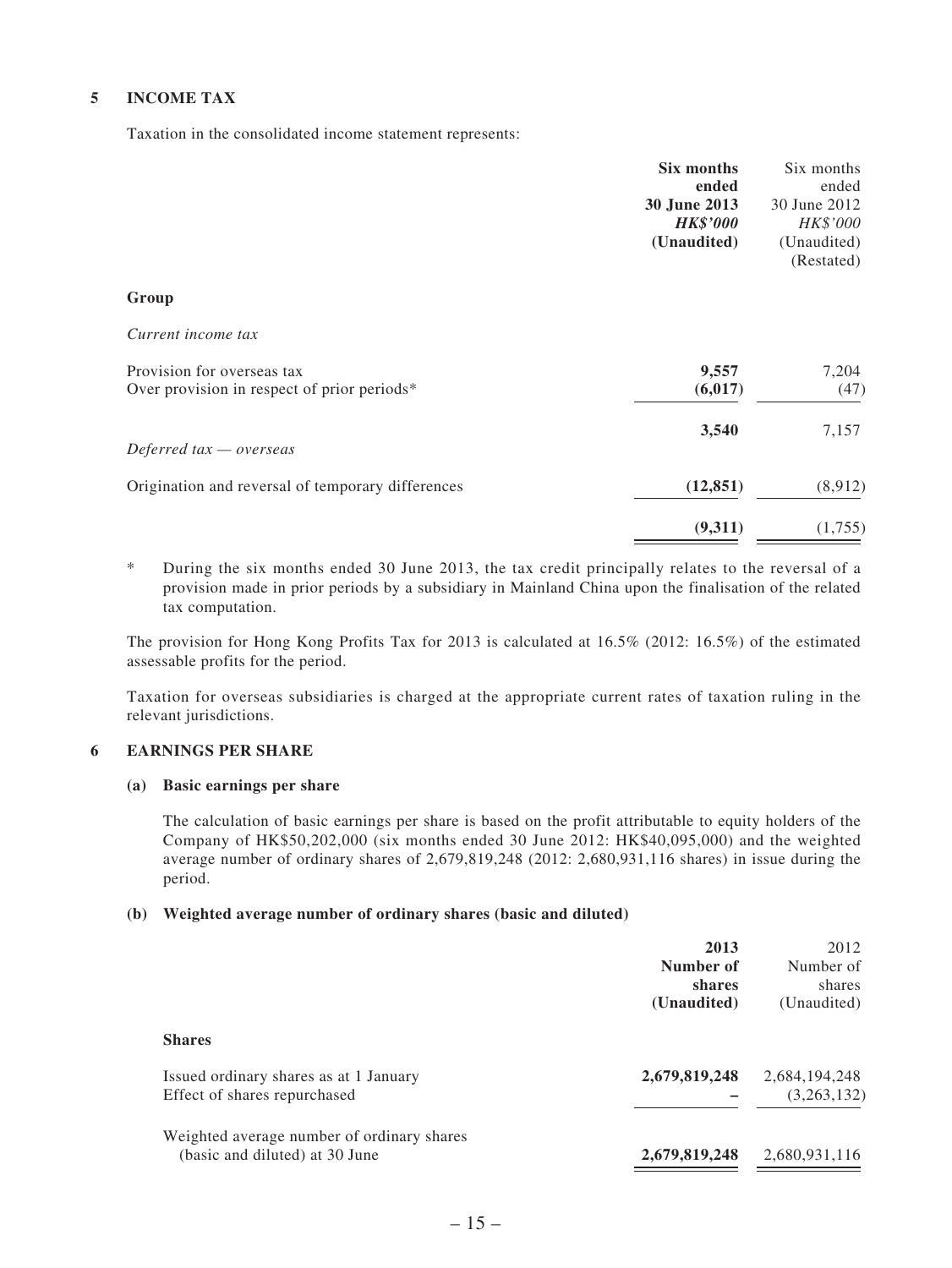## 5 INCOME TAX

Taxation in the consolidated income statement represents:

| | **Six months ended 30 June 2013** **HK$'000** **(Unaudited)** | Six months ended 30 June 2012 HK$'000 (Unaudited) (Restated) |
|---|---|---|
| **Group** | | |
| *Current income tax* | | |
| Provision for overseas tax | **9,557** | 7,204 |
| Over provision in respect of prior periods* | **(6,017)** | (47) |
| | **3,540** | 7,157 |
| *Deferred tax — overseas* | | |
| Origination and reversal of temporary differences | **(12,851)** | (8,912) |
| | **(9,311)** | (1,755) |

\* During the six months ended 30 June 2013, the tax credit principally relates to the reversal of a provision made in prior periods by a subsidiary in Mainland China upon the finalisation of the related tax computation.

The provision for Hong Kong Profits Tax for 2013 is calculated at 16.5% (2012: 16.5%) of the estimated assessable profits for the period.

Taxation for overseas subsidiaries is charged at the appropriate current rates of taxation ruling in the relevant jurisdictions.

## 6 EARNINGS PER SHARE

### (a) Basic earnings per share

The calculation of basic earnings per share is based on the profit attributable to equity holders of the Company of HK$50,202,000 (six months ended 30 June 2012: HK$40,095,000) and the weighted average number of ordinary shares of 2,679,819,248 (2012: 2,680,931,116 shares) in issue during the period.

### (b) Weighted average number of ordinary shares (basic and diluted)

| | **2013** **Number of shares** **(Unaudited)** | 2012 Number of shares (Unaudited) |
|---|---|---|
| **Shares** | | |
| Issued ordinary shares as at 1 January | **2,679,819,248** | 2,684,194,248 |
| Effect of shares repurchased | **–** | (3,263,132) |
| Weighted average number of ordinary shares (basic and diluted) at 30 June | **2,679,819,248** | 2,680,931,116 |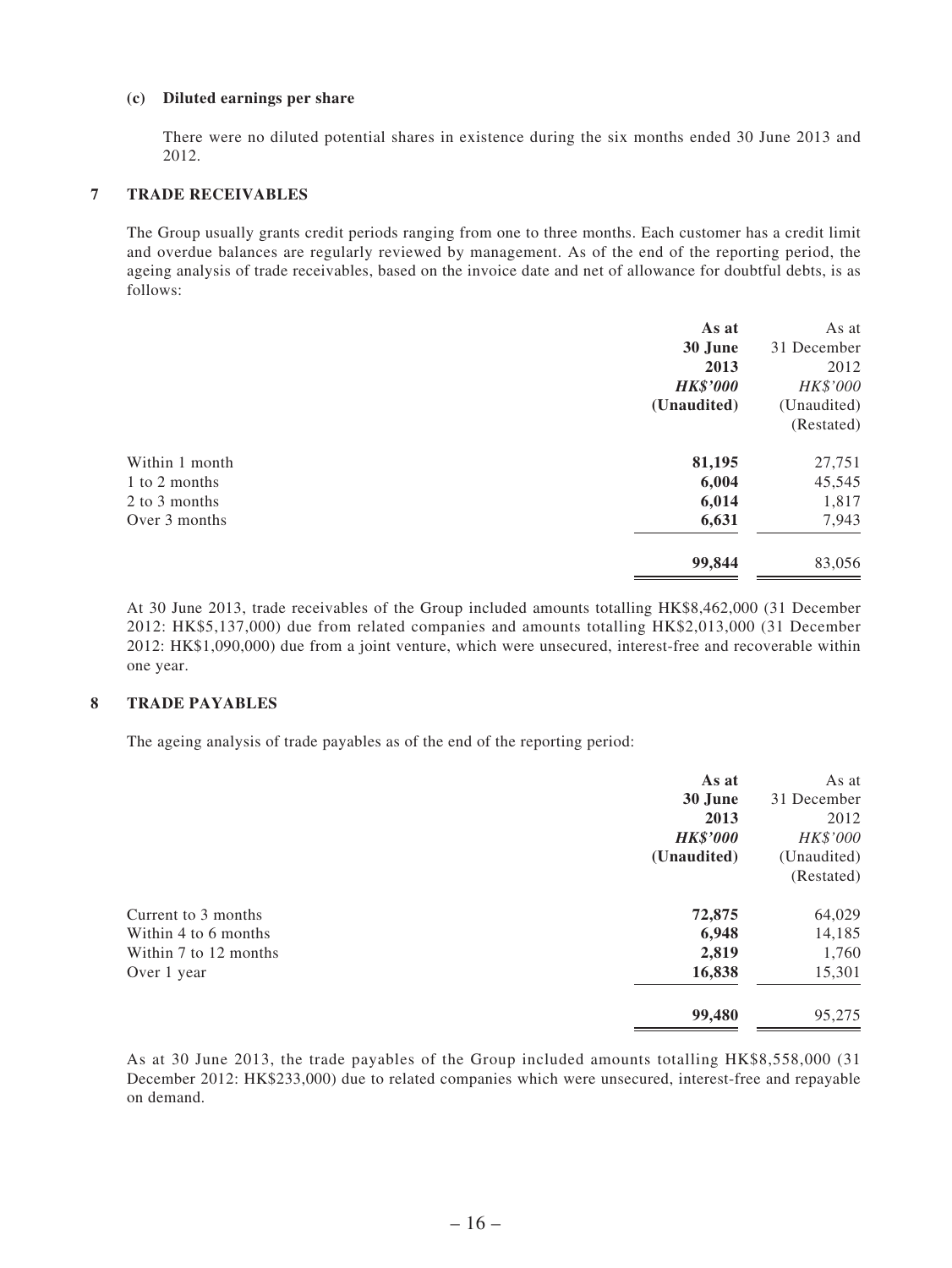**(c) Diluted earnings per share**

There were no diluted potential shares in existence during the six months ended 30 June 2013 and 2012.

## 7 TRADE RECEIVABLES

The Group usually grants credit periods ranging from one to three months. Each customer has a credit limit and overdue balances are regularly reviewed by management. As of the end of the reporting period, the ageing analysis of trade receivables, based on the invoice date and net of allowance for doubtful debts, is as follows:

| | **As at 30 June 2013** | As at 31 December 2012 |
|---|---|---|
| | ***HK$'000*** | *HK$'000* |
| | **(Unaudited)** | (Unaudited) (Restated) |
| Within 1 month | **81,195** | 27,751 |
| 1 to 2 months | **6,004** | 45,545 |
| 2 to 3 months | **6,014** | 1,817 |
| Over 3 months | **6,631** | 7,943 |
| | **99,844** | 83,056 |

At 30 June 2013, trade receivables of the Group included amounts totalling HK$8,462,000 (31 December 2012: HK$5,137,000) due from related companies and amounts totalling HK$2,013,000 (31 December 2012: HK$1,090,000) due from a joint venture, which were unsecured, interest-free and recoverable within one year.

## 8 TRADE PAYABLES

The ageing analysis of trade payables as of the end of the reporting period:

| | **As at 30 June 2013** | As at 31 December 2012 |
|---|---|---|
| | ***HK$'000*** | *HK$'000* |
| | **(Unaudited)** | (Unaudited) (Restated) |
| Current to 3 months | **72,875** | 64,029 |
| Within 4 to 6 months | **6,948** | 14,185 |
| Within 7 to 12 months | **2,819** | 1,760 |
| Over 1 year | **16,838** | 15,301 |
| | **99,480** | 95,275 |

As at 30 June 2013, the trade payables of the Group included amounts totalling HK$8,558,000 (31 December 2012: HK$233,000) due to related companies which were unsecured, interest-free and repayable on demand.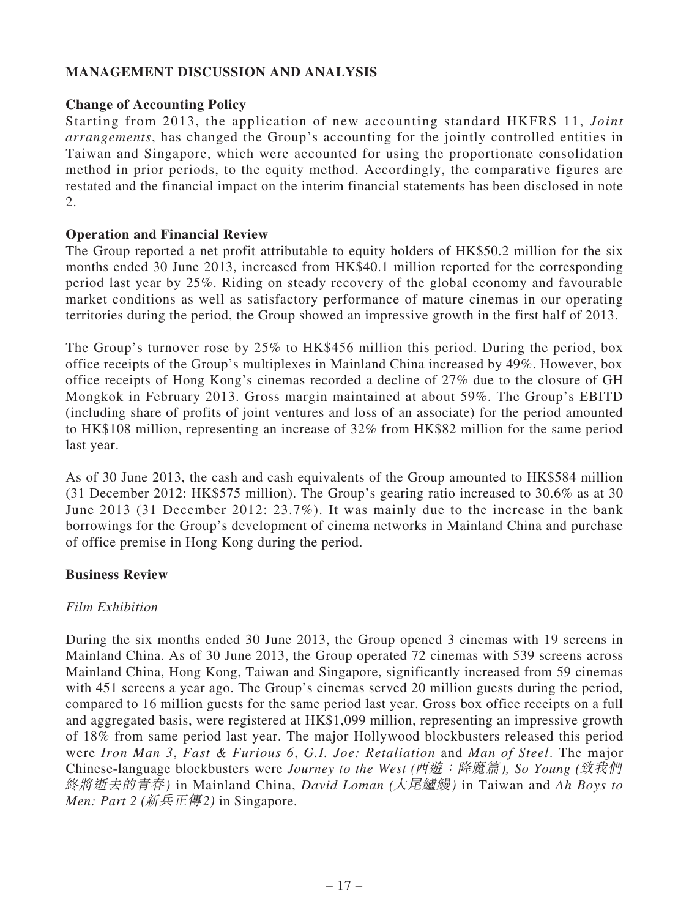## MANAGEMENT DISCUSSION AND ANALYSIS

### Change of Accounting Policy

Starting from 2013, the application of new accounting standard HKFRS 11, *Joint arrangements*, has changed the Group's accounting for the jointly controlled entities in Taiwan and Singapore, which were accounted for using the proportionate consolidation method in prior periods, to the equity method. Accordingly, the comparative figures are restated and the financial impact on the interim financial statements has been disclosed in note 2.

### Operation and Financial Review

The Group reported a net profit attributable to equity holders of HK$50.2 million for the six months ended 30 June 2013, increased from HK$40.1 million reported for the corresponding period last year by 25%. Riding on steady recovery of the global economy and favourable market conditions as well as satisfactory performance of mature cinemas in our operating territories during the period, the Group showed an impressive growth in the first half of 2013.

The Group's turnover rose by 25% to HK$456 million this period. During the period, box office receipts of the Group's multiplexes in Mainland China increased by 49%. However, box office receipts of Hong Kong's cinemas recorded a decline of 27% due to the closure of GH Mongkok in February 2013. Gross margin maintained at about 59%. The Group's EBITD (including share of profits of joint ventures and loss of an associate) for the period amounted to HK$108 million, representing an increase of 32% from HK$82 million for the same period last year.

As of 30 June 2013, the cash and cash equivalents of the Group amounted to HK$584 million (31 December 2012: HK$575 million). The Group's gearing ratio increased to 30.6% as at 30 June 2013 (31 December 2012: 23.7%). It was mainly due to the increase in the bank borrowings for the Group's development of cinema networks in Mainland China and purchase of office premise in Hong Kong during the period.

### Business Review

*Film Exhibition*

During the six months ended 30 June 2013, the Group opened 3 cinemas with 19 screens in Mainland China. As of 30 June 2013, the Group operated 72 cinemas with 539 screens across Mainland China, Hong Kong, Taiwan and Singapore, significantly increased from 59 cinemas with 451 screens a year ago. The Group's cinemas served 20 million guests during the period, compared to 16 million guests for the same period last year. Gross box office receipts on a full and aggregated basis, were registered at HK$1,099 million, representing an impressive growth of 18% from same period last year. The major Hollywood blockbusters released this period were *Iron Man 3*, *Fast & Furious 6*, *G.I. Joe: Retaliation* and *Man of Steel*. The major Chinese-language blockbusters were *Journey to the West (西遊：降魔篇)*, *So Young (致我們終將逝去的青春)* in Mainland China, *David Loman (大尾鱸鰻)* in Taiwan and *Ah Boys to Men: Part 2 (新兵正傳2)* in Singapore.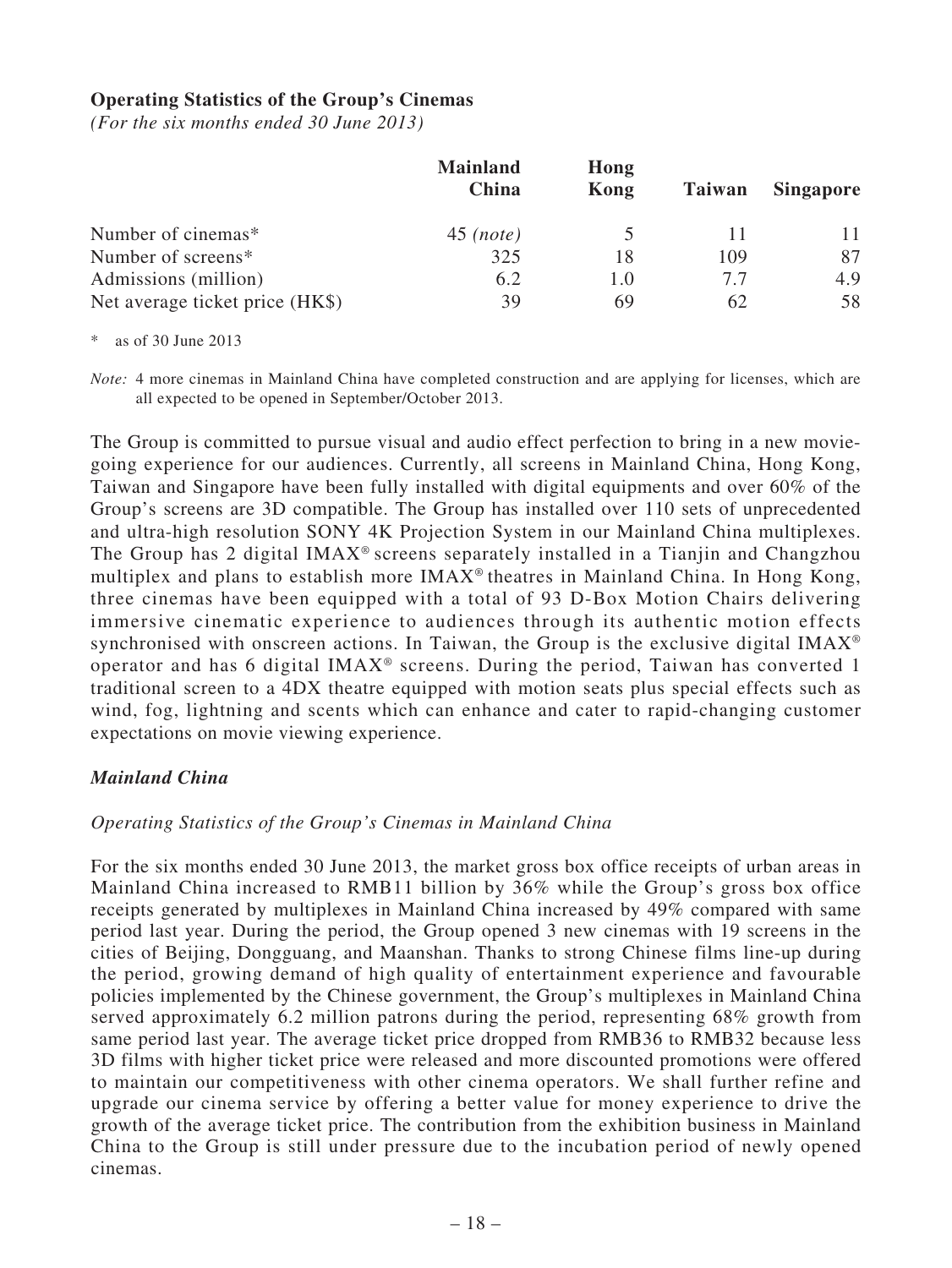**Operating Statistics of the Group's Cinemas**

*(For the six months ended 30 June 2013)*

| | Mainland China | Hong Kong | Taiwan | Singapore |
|---|---|---|---|---|
| Number of cinemas* | 45 *(note)* | 5 | 11 | 11 |
| Number of screens* | 325 | 18 | 109 | 87 |
| Admissions (million) | 6.2 | 1.0 | 7.7 | 4.9 |
| Net average ticket price (HK$) | 39 | 69 | 62 | 58 |

\* as of 30 June 2013

*Note:* 4 more cinemas in Mainland China have completed construction and are applying for licenses, which are all expected to be opened in September/October 2013.

The Group is committed to pursue visual and audio effect perfection to bring in a new movie-going experience for our audiences. Currently, all screens in Mainland China, Hong Kong, Taiwan and Singapore have been fully installed with digital equipments and over 60% of the Group's screens are 3D compatible. The Group has installed over 110 sets of unprecedented and ultra-high resolution SONY 4K Projection System in our Mainland China multiplexes. The Group has 2 digital IMAX® screens separately installed in a Tianjin and Changzhou multiplex and plans to establish more IMAX® theatres in Mainland China. In Hong Kong, three cinemas have been equipped with a total of 93 D-Box Motion Chairs delivering immersive cinematic experience to audiences through its authentic motion effects synchronised with onscreen actions. In Taiwan, the Group is the exclusive digital IMAX® operator and has 6 digital IMAX® screens. During the period, Taiwan has converted 1 traditional screen to a 4DX theatre equipped with motion seats plus special effects such as wind, fog, lightning and scents which can enhance and cater to rapid-changing customer expectations on movie viewing experience.

***Mainland China***

*Operating Statistics of the Group's Cinemas in Mainland China*

For the six months ended 30 June 2013, the market gross box office receipts of urban areas in Mainland China increased to RMB11 billion by 36% while the Group's gross box office receipts generated by multiplexes in Mainland China increased by 49% compared with same period last year. During the period, the Group opened 3 new cinemas with 19 screens in the cities of Beijing, Dongguang, and Maanshan. Thanks to strong Chinese films line-up during the period, growing demand of high quality of entertainment experience and favourable policies implemented by the Chinese government, the Group's multiplexes in Mainland China served approximately 6.2 million patrons during the period, representing 68% growth from same period last year. The average ticket price dropped from RMB36 to RMB32 because less 3D films with higher ticket price were released and more discounted promotions were offered to maintain our competitiveness with other cinema operators. We shall further refine and upgrade our cinema service by offering a better value for money experience to drive the growth of the average ticket price. The contribution from the exhibition business in Mainland China to the Group is still under pressure due to the incubation period of newly opened cinemas.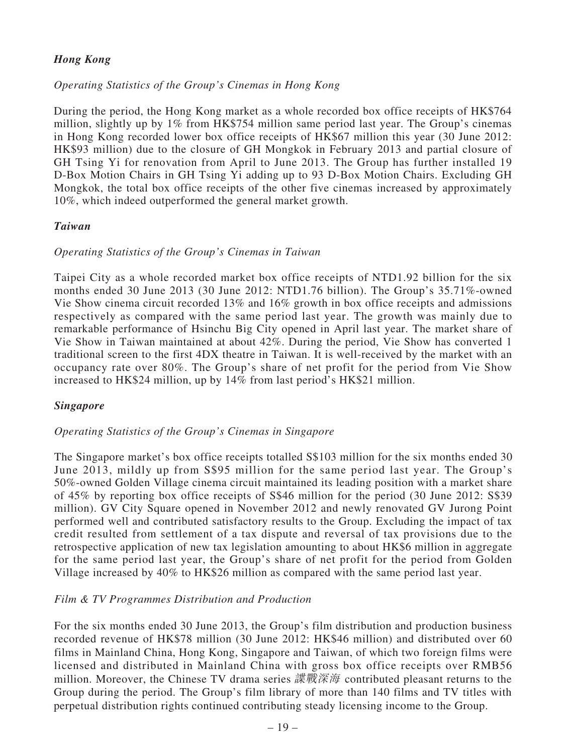### *Hong Kong*

*Operating Statistics of the Group's Cinemas in Hong Kong*

During the period, the Hong Kong market as a whole recorded box office receipts of HK$764 million, slightly up by 1% from HK$754 million same period last year. The Group's cinemas in Hong Kong recorded lower box office receipts of HK$67 million this year (30 June 2012: HK$93 million) due to the closure of GH Mongkok in February 2013 and partial closure of GH Tsing Yi for renovation from April to June 2013. The Group has further installed 19 D-Box Motion Chairs in GH Tsing Yi adding up to 93 D-Box Motion Chairs. Excluding GH Mongkok, the total box office receipts of the other five cinemas increased by approximately 10%, which indeed outperformed the general market growth.

### *Taiwan*

*Operating Statistics of the Group's Cinemas in Taiwan*

Taipei City as a whole recorded market box office receipts of NTD1.92 billion for the six months ended 30 June 2013 (30 June 2012: NTD1.76 billion). The Group's 35.71%-owned Vie Show cinema circuit recorded 13% and 16% growth in box office receipts and admissions respectively as compared with the same period last year. The growth was mainly due to remarkable performance of Hsinchu Big City opened in April last year. The market share of Vie Show in Taiwan maintained at about 42%. During the period, Vie Show has converted 1 traditional screen to the first 4DX theatre in Taiwan. It is well-received by the market with an occupancy rate over 80%. The Group's share of net profit for the period from Vie Show increased to HK$24 million, up by 14% from last period's HK$21 million.

### *Singapore*

*Operating Statistics of the Group's Cinemas in Singapore*

The Singapore market's box office receipts totalled S$103 million for the six months ended 30 June 2013, mildly up from S$95 million for the same period last year. The Group's 50%-owned Golden Village cinema circuit maintained its leading position with a market share of 45% by reporting box office receipts of S$46 million for the period (30 June 2012: S$39 million). GV City Square opened in November 2012 and newly renovated GV Jurong Point performed well and contributed satisfactory results to the Group. Excluding the impact of tax credit resulted from settlement of a tax dispute and reversal of tax provisions due to the retrospective application of new tax legislation amounting to about HK$6 million in aggregate for the same period last year, the Group's share of net profit for the period from Golden Village increased by 40% to HK$26 million as compared with the same period last year.

*Film & TV Programmes Distribution and Production*

For the six months ended 30 June 2013, the Group's film distribution and production business recorded revenue of HK$78 million (30 June 2012: HK$46 million) and distributed over 60 films in Mainland China, Hong Kong, Singapore and Taiwan, of which two foreign films were licensed and distributed in Mainland China with gross box office receipts over RMB56 million. Moreover, the Chinese TV drama series *諜戰深海* contributed pleasant returns to the Group during the period. The Group's film library of more than 140 films and TV titles with perpetual distribution rights continued contributing steady licensing income to the Group.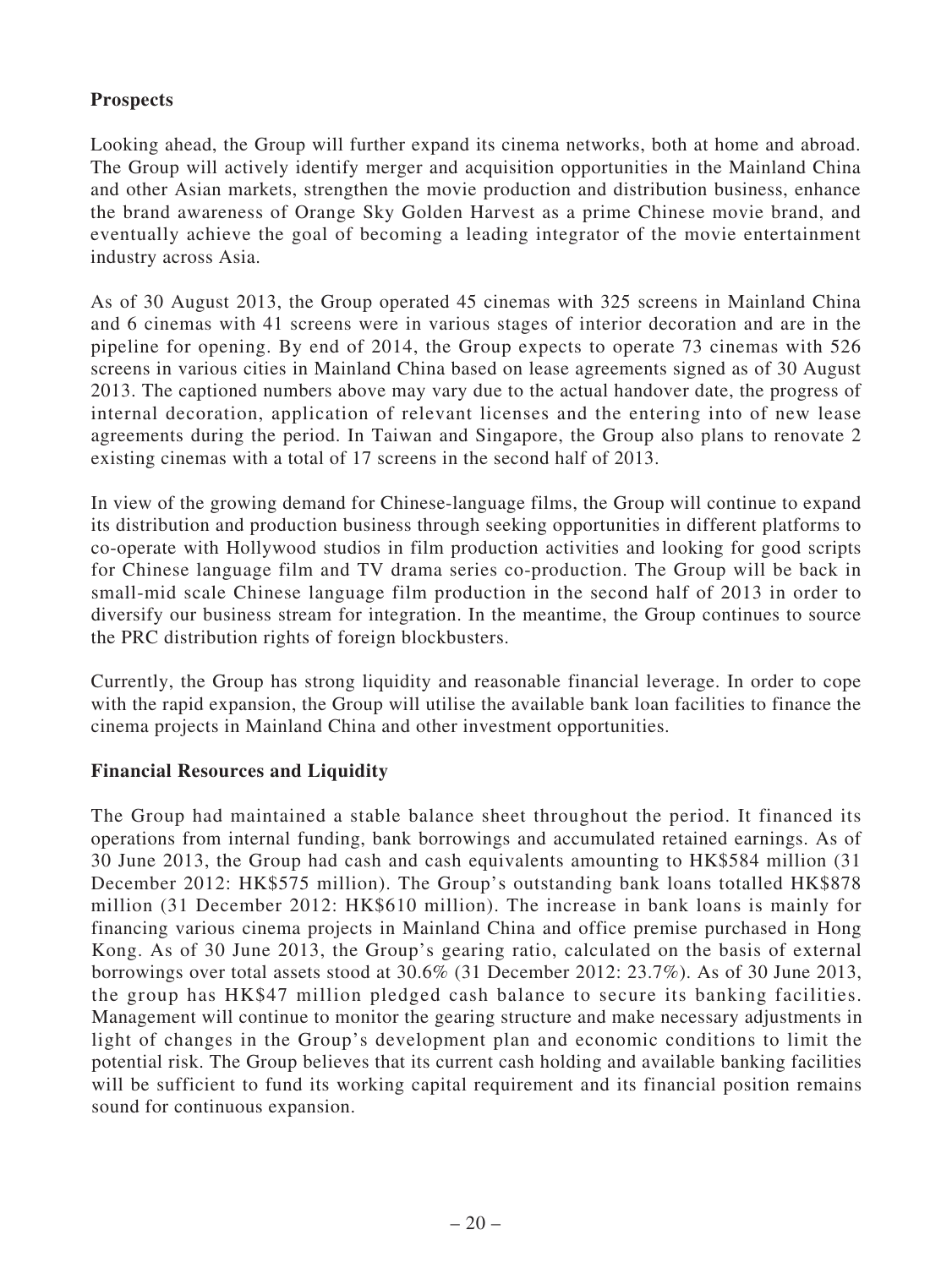**Prospects**

Looking ahead, the Group will further expand its cinema networks, both at home and abroad. The Group will actively identify merger and acquisition opportunities in the Mainland China and other Asian markets, strengthen the movie production and distribution business, enhance the brand awareness of Orange Sky Golden Harvest as a prime Chinese movie brand, and eventually achieve the goal of becoming a leading integrator of the movie entertainment industry across Asia.

As of 30 August 2013, the Group operated 45 cinemas with 325 screens in Mainland China and 6 cinemas with 41 screens were in various stages of interior decoration and are in the pipeline for opening. By end of 2014, the Group expects to operate 73 cinemas with 526 screens in various cities in Mainland China based on lease agreements signed as of 30 August 2013. The captioned numbers above may vary due to the actual handover date, the progress of internal decoration, application of relevant licenses and the entering into of new lease agreements during the period. In Taiwan and Singapore, the Group also plans to renovate 2 existing cinemas with a total of 17 screens in the second half of 2013.

In view of the growing demand for Chinese-language films, the Group will continue to expand its distribution and production business through seeking opportunities in different platforms to co-operate with Hollywood studios in film production activities and looking for good scripts for Chinese language film and TV drama series co-production. The Group will be back in small-mid scale Chinese language film production in the second half of 2013 in order to diversify our business stream for integration. In the meantime, the Group continues to source the PRC distribution rights of foreign blockbusters.

Currently, the Group has strong liquidity and reasonable financial leverage. In order to cope with the rapid expansion, the Group will utilise the available bank loan facilities to finance the cinema projects in Mainland China and other investment opportunities.

**Financial Resources and Liquidity**

The Group had maintained a stable balance sheet throughout the period. It financed its operations from internal funding, bank borrowings and accumulated retained earnings. As of 30 June 2013, the Group had cash and cash equivalents amounting to HK$584 million (31 December 2012: HK$575 million). The Group's outstanding bank loans totalled HK$878 million (31 December 2012: HK$610 million). The increase in bank loans is mainly for financing various cinema projects in Mainland China and office premise purchased in Hong Kong. As of 30 June 2013, the Group's gearing ratio, calculated on the basis of external borrowings over total assets stood at 30.6% (31 December 2012: 23.7%). As of 30 June 2013, the group has HK$47 million pledged cash balance to secure its banking facilities. Management will continue to monitor the gearing structure and make necessary adjustments in light of changes in the Group's development plan and economic conditions to limit the potential risk. The Group believes that its current cash holding and available banking facilities will be sufficient to fund its working capital requirement and its financial position remains sound for continuous expansion.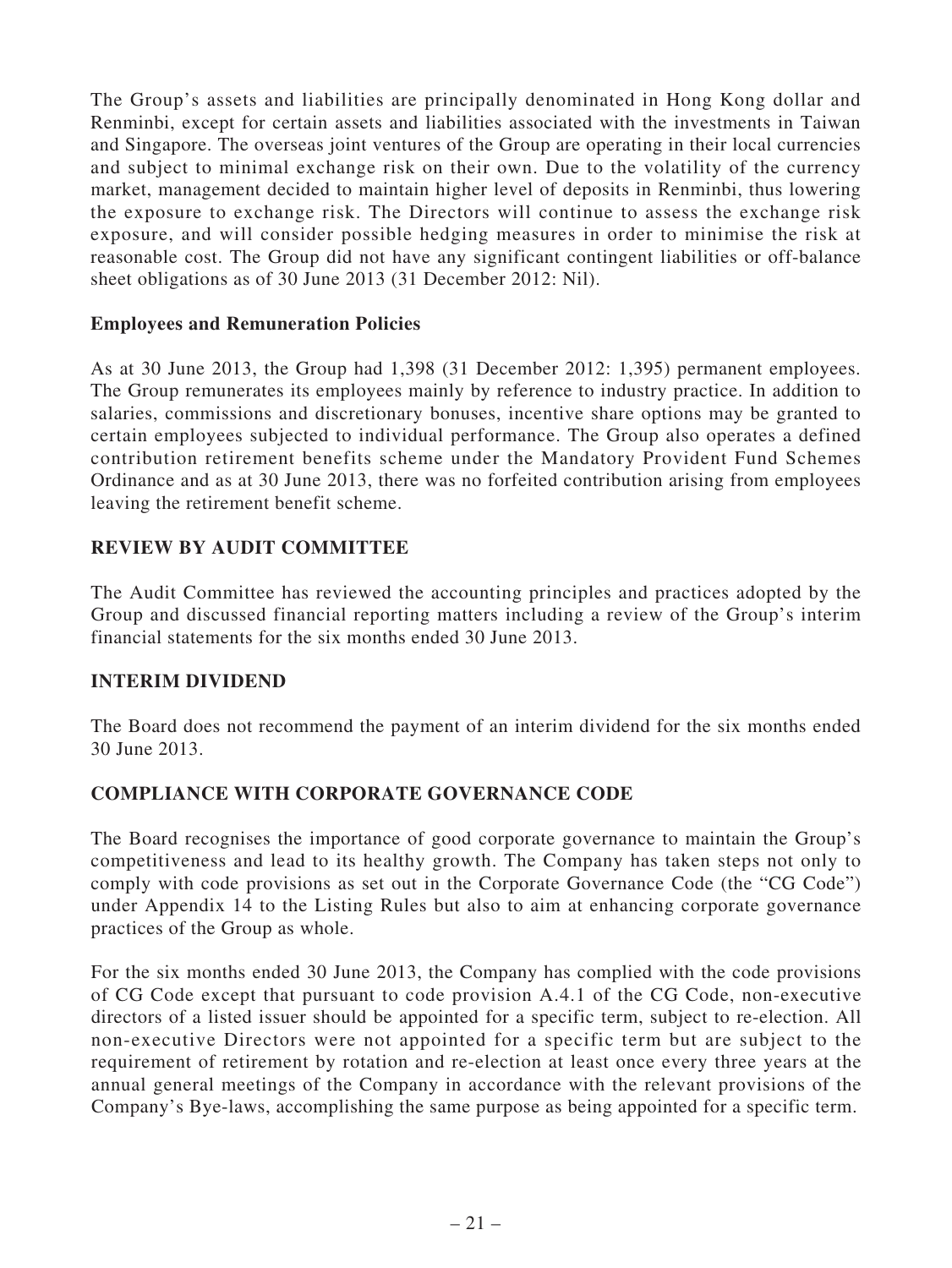The Group's assets and liabilities are principally denominated in Hong Kong dollar and Renminbi, except for certain assets and liabilities associated with the investments in Taiwan and Singapore. The overseas joint ventures of the Group are operating in their local currencies and subject to minimal exchange risk on their own. Due to the volatility of the currency market, management decided to maintain higher level of deposits in Renminbi, thus lowering the exposure to exchange risk. The Directors will continue to assess the exchange risk exposure, and will consider possible hedging measures in order to minimise the risk at reasonable cost. The Group did not have any significant contingent liabilities or off-balance sheet obligations as of 30 June 2013 (31 December 2012: Nil).

**Employees and Remuneration Policies**

As at 30 June 2013, the Group had 1,398 (31 December 2012: 1,395) permanent employees. The Group remunerates its employees mainly by reference to industry practice. In addition to salaries, commissions and discretionary bonuses, incentive share options may be granted to certain employees subjected to individual performance. The Group also operates a defined contribution retirement benefits scheme under the Mandatory Provident Fund Schemes Ordinance and as at 30 June 2013, there was no forfeited contribution arising from employees leaving the retirement benefit scheme.

## REVIEW BY AUDIT COMMITTEE

The Audit Committee has reviewed the accounting principles and practices adopted by the Group and discussed financial reporting matters including a review of the Group's interim financial statements for the six months ended 30 June 2013.

## INTERIM DIVIDEND

The Board does not recommend the payment of an interim dividend for the six months ended 30 June 2013.

## COMPLIANCE WITH CORPORATE GOVERNANCE CODE

The Board recognises the importance of good corporate governance to maintain the Group's competitiveness and lead to its healthy growth. The Company has taken steps not only to comply with code provisions as set out in the Corporate Governance Code (the "CG Code") under Appendix 14 to the Listing Rules but also to aim at enhancing corporate governance practices of the Group as whole.

For the six months ended 30 June 2013, the Company has complied with the code provisions of CG Code except that pursuant to code provision A.4.1 of the CG Code, non-executive directors of a listed issuer should be appointed for a specific term, subject to re-election. All non-executive Directors were not appointed for a specific term but are subject to the requirement of retirement by rotation and re-election at least once every three years at the annual general meetings of the Company in accordance with the relevant provisions of the Company's Bye-laws, accomplishing the same purpose as being appointed for a specific term.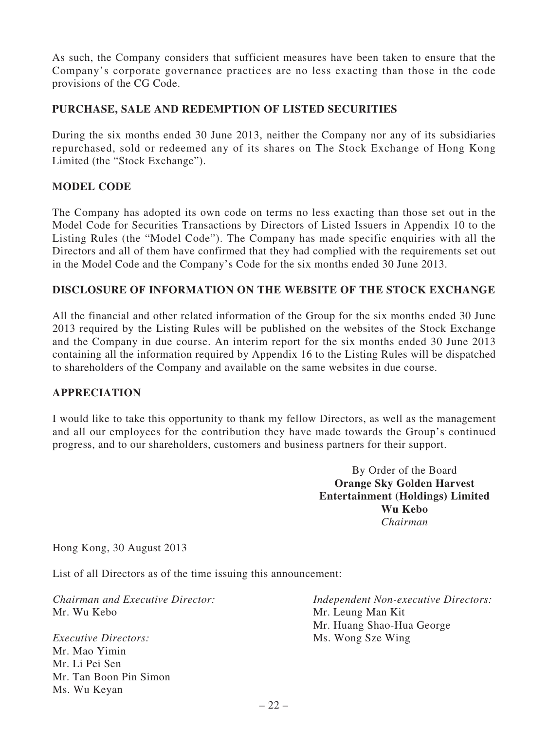As such, the Company considers that sufficient measures have been taken to ensure that the Company's corporate governance practices are no less exacting than those in the code provisions of the CG Code.

## PURCHASE, SALE AND REDEMPTION OF LISTED SECURITIES

During the six months ended 30 June 2013, neither the Company nor any of its subsidiaries repurchased, sold or redeemed any of its shares on The Stock Exchange of Hong Kong Limited (the "Stock Exchange").

## MODEL CODE

The Company has adopted its own code on terms no less exacting than those set out in the Model Code for Securities Transactions by Directors of Listed Issuers in Appendix 10 to the Listing Rules (the "Model Code"). The Company has made specific enquiries with all the Directors and all of them have confirmed that they had complied with the requirements set out in the Model Code and the Company's Code for the six months ended 30 June 2013.

## DISCLOSURE OF INFORMATION ON THE WEBSITE OF THE STOCK EXCHANGE

All the financial and other related information of the Group for the six months ended 30 June 2013 required by the Listing Rules will be published on the websites of the Stock Exchange and the Company in due course. An interim report for the six months ended 30 June 2013 containing all the information required by Appendix 16 to the Listing Rules will be dispatched to shareholders of the Company and available on the same websites in due course.

## APPRECIATION

I would like to take this opportunity to thank my fellow Directors, as well as the management and all our employees for the contribution they have made towards the Group's continued progress, and to our shareholders, customers and business partners for their support.

By Order of the Board
**Orange Sky Golden Harvest Entertainment (Holdings) Limited**
**Wu Kebo**
*Chairman*

Hong Kong, 30 August 2013

List of all Directors as of the time issuing this announcement:

*Chairman and Executive Director:*
Mr. Wu Kebo

*Executive Directors:*
Mr. Mao Yimin
Mr. Li Pei Sen
Mr. Tan Boon Pin Simon
Ms. Wu Keyan

*Independent Non-executive Directors:*
Mr. Leung Man Kit
Mr. Huang Shao-Hua George
Ms. Wong Sze Wing